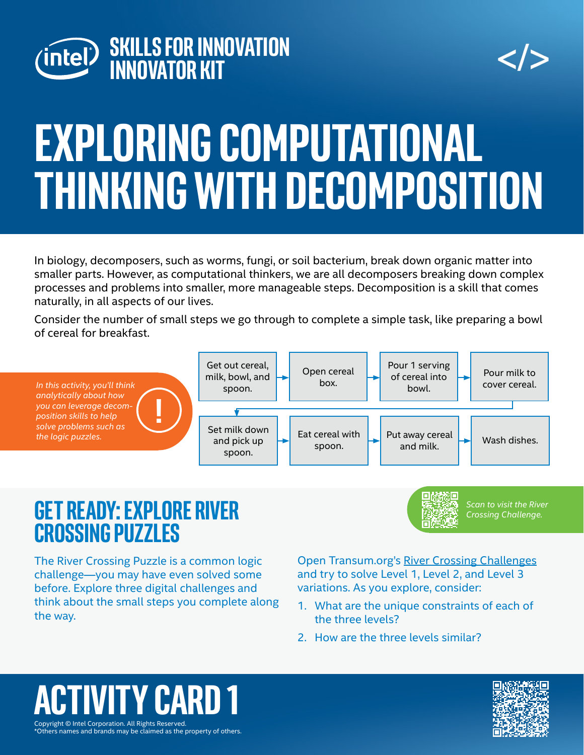# SKILLS FOR INNOVATION INNOVATOR KIT

# EXPLORING COMPUTATIONAL THINKING WITH DECOMPOSITION

In biology, decomposers, such as worms, fungi, or soil bacterium, break down organic matter into smaller parts. However, as computational thinkers, we are all decomposers breaking down complex processes and problems into smaller, more manageable steps. Decomposition is a skill that comes naturally, in all aspects of our lives.

Consider the number of small steps we go through to complete a simple task, like preparing a bowl of cereal for breakfast.

*In this activity, you'll think analytically about how you can leverage decomposition skills to help solve problems such as the logic puzzles.*

Get out cereal, milk, bowl, and spoon. → Open cereal box. → Pour 1 serving of cereal into bowl. → Pour milk to cover cereal. → Set milk down and pick up spoon. → Eat cereal with spoon. → Put away cereal and milk. → Wash dishes.

## GET READY: EXPLORE RIVER CROSSING PUZZLES

*Scan to visit the River Crossing Challenge.*

The River Crossing Puzzle is a common logic challenge—you may have even solved some before. Explore three digital challenges and think about the small steps you complete along the way.

Open Transum.org's River Crossing Challenges and try to solve Level 1, Level 2, and Level 3 variations. As you explore, consider:

1. What are the unique constraints of each of the three levels?
2. How are the three levels similar?

# ACTIVITY CARD 1

Copyright © Intel Corporation. All Rights Reserved.
*Others names and brands may be claimed as the property of others.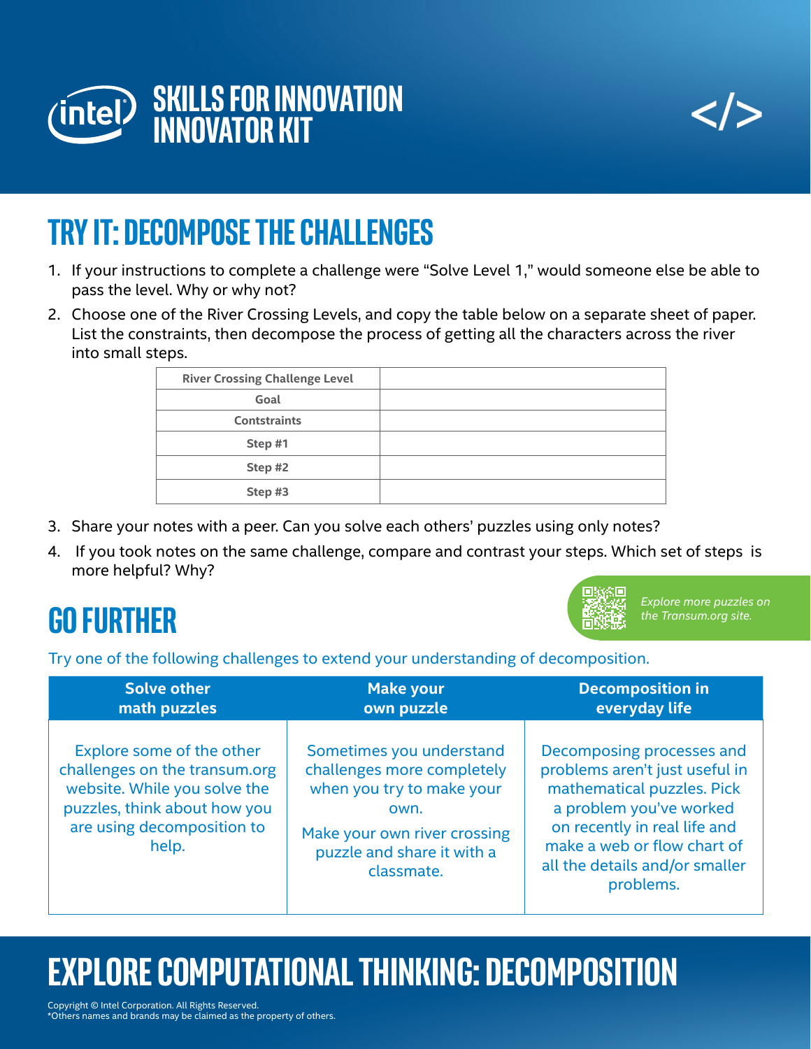# SKILLS FOR INNOVATION INNOVATOR KIT

## TRY IT: DECOMPOSE THE CHALLENGES

1. If your instructions to complete a challenge were "Solve Level 1," would someone else be able to pass the level. Why or why not?
2. Choose one of the River Crossing Levels, and copy the table below on a separate sheet of paper. List the constraints, then decompose the process of getting all the characters across the river into small steps.

| | |
|---|---|
| **River Crossing Challenge Level** | |
| **Goal** | |
| **Contstraints** | |
| **Step #1** | |
| **Step #2** | |
| **Step #3** | |

3. Share your notes with a peer. Can you solve each others' puzzles using only notes?
4. If you took notes on the same challenge, compare and contrast your steps. Which set of steps is more helpful? Why?

## GO FURTHER

*Explore more puzzles on the Transum.org site.*

Try one of the following challenges to extend your understanding of decomposition.

| Solve other math puzzles | Make your own puzzle | Decomposition in everyday life |
|---|---|---|
| Explore some of the other challenges on the transum.org website. While you solve the puzzles, think about how you are using decomposition to help. | Sometimes you understand challenges more completely when you try to make your own. Make your own river crossing puzzle and share it with a classmate. | Decomposing processes and problems aren't just useful in mathematical puzzles. Pick a problem you've worked on recently in real life and make a web or flow chart of all the details and/or smaller problems. |

## EXPLORE COMPUTATIONAL THINKING: DECOMPOSITION

Copyright © Intel Corporation. All Rights Reserved.
*Others names and brands may be claimed as the property of others.